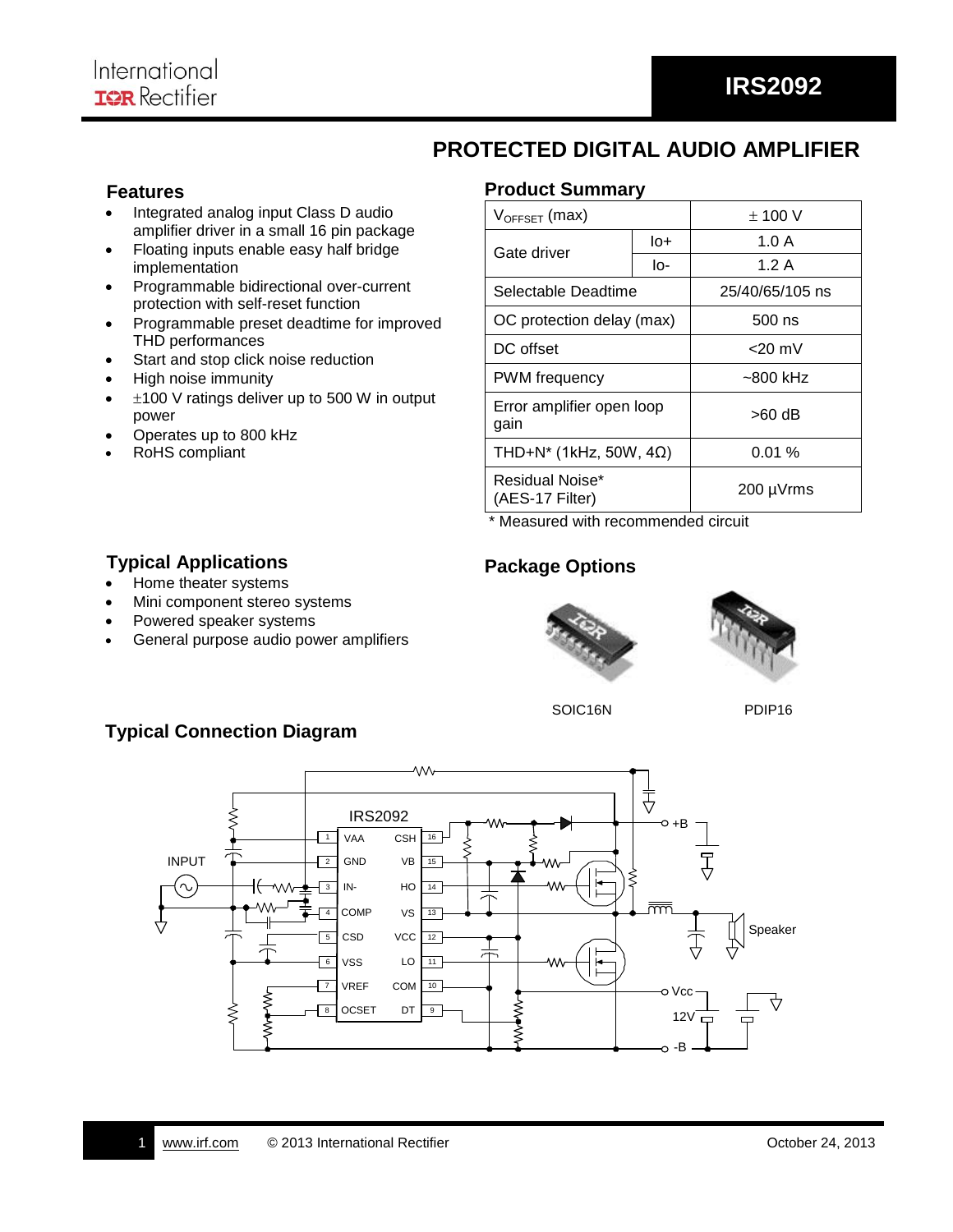# IRS2092

## PROTECTED DIGITAL AUDIO AMPLIFIER

### Features

- Integrated analog input Class D audio amplifier driver in a small 16 pin package
- Floating inputs enable easy half bridge implementation
- Programmable bidirectional over-current protection with self-reset function
- Programmable preset deadtime for improved THD performances
- Start and stop click noise reduction
- High noise immunity
- ±100 V ratings deliver up to 500 W in output power
- Operates up to 800 kHz
- RoHS compliant

### Product Summary

| | | |
|---|---|---|
| $V_{OFFSET}$ (max) | | ± 100 V |
| Gate driver | Io+ | 1.0 A |
| | Io- | 1.2 A |
| Selectable Deadtime | | 25/40/65/105 ns |
| OC protection delay (max) | | 500 ns |
| DC offset | | <20 mV |
| PWM frequency | | ~800 kHz |
| Error amplifier open loop gain | | >60 dB |
| THD+N* (1kHz, 50W, 4Ω) | | 0.01 % |
| Residual Noise* (AES-17 Filter) | | 200 µVrms |

* Measured with recommended circuit

### Typical Applications

- Home theater systems
- Mini component stereo systems
- Powered speaker systems
- General purpose audio power amplifiers

### Package Options

SOIC16N    PDIP16

### Typical Connection Diagram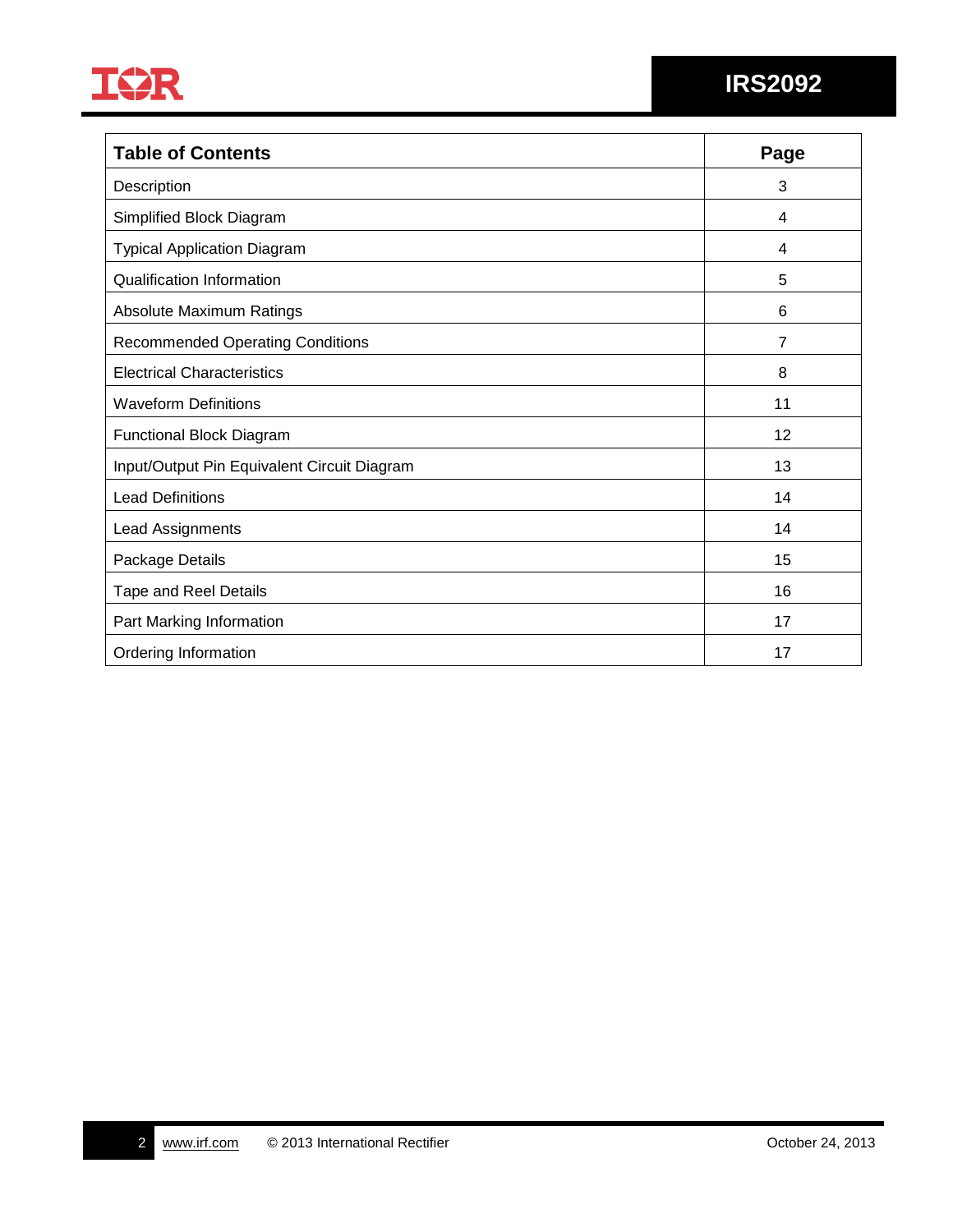| Table of Contents | Page |
|---|---|
| Description | 3 |
| Simplified Block Diagram | 4 |
| Typical Application Diagram | 4 |
| Qualification Information | 5 |
| Absolute Maximum Ratings | 6 |
| Recommended Operating Conditions | 7 |
| Electrical Characteristics | 8 |
| Waveform Definitions | 11 |
| Functional Block Diagram | 12 |
| Input/Output Pin Equivalent Circuit Diagram | 13 |
| Lead Definitions | 14 |
| Lead Assignments | 14 |
| Package Details | 15 |
| Tape and Reel Details | 16 |
| Part Marking Information | 17 |
| Ordering Information | 17 |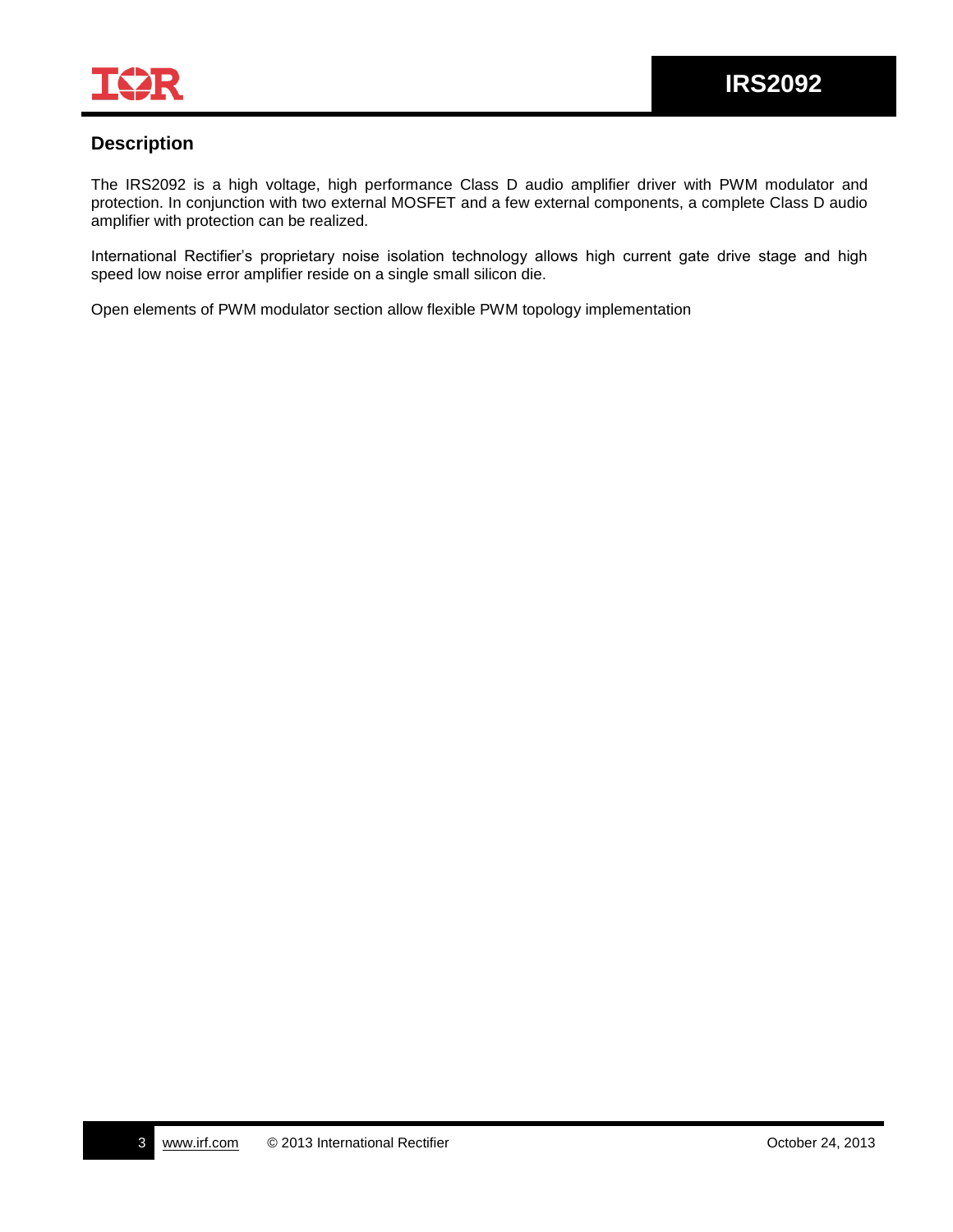## Description

The IRS2092 is a high voltage, high performance Class D audio amplifier driver with PWM modulator and protection. In conjunction with two external MOSFET and a few external components, a complete Class D audio amplifier with protection can be realized.

International Rectifier's proprietary noise isolation technology allows high current gate drive stage and high speed low noise error amplifier reside on a single small silicon die.

Open elements of PWM modulator section allow flexible PWM topology implementation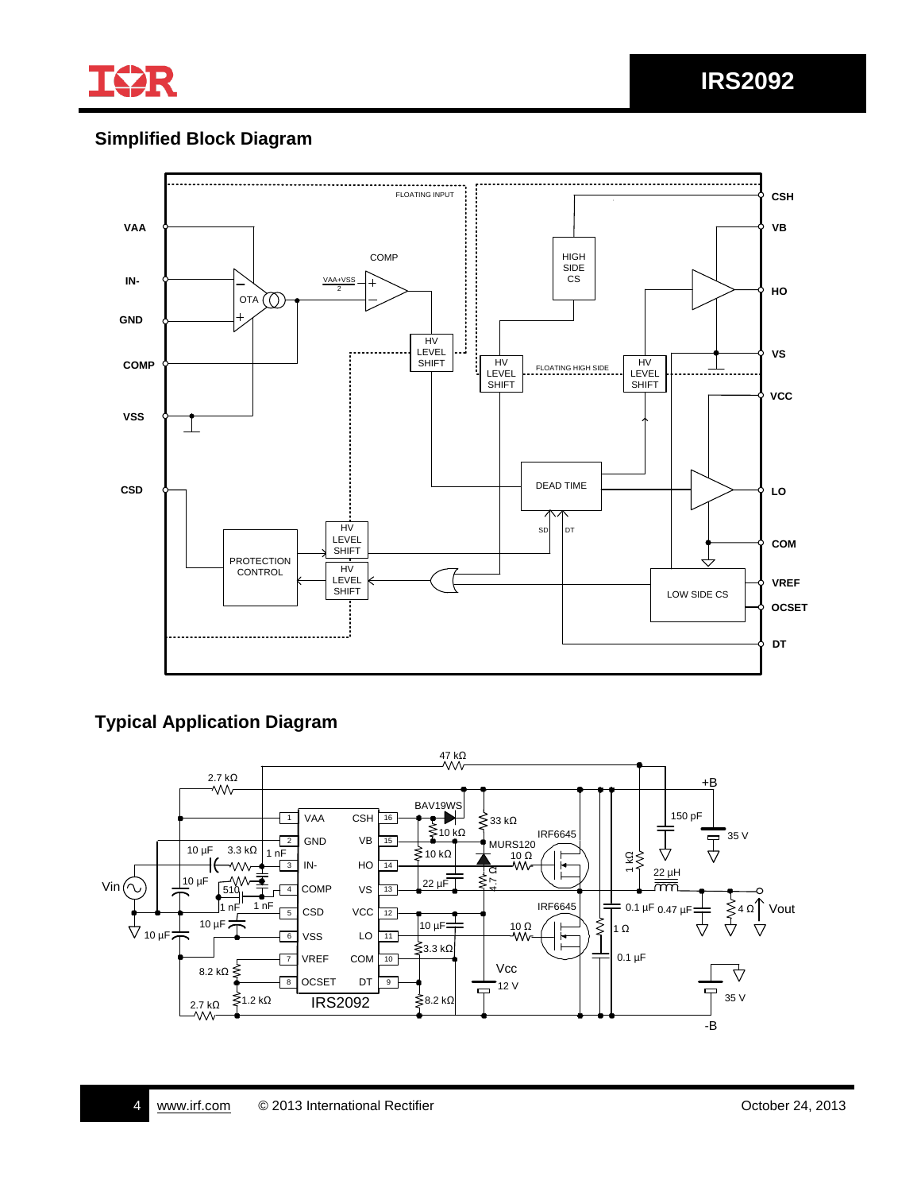## Simplified Block Diagram

## Typical Application Diagram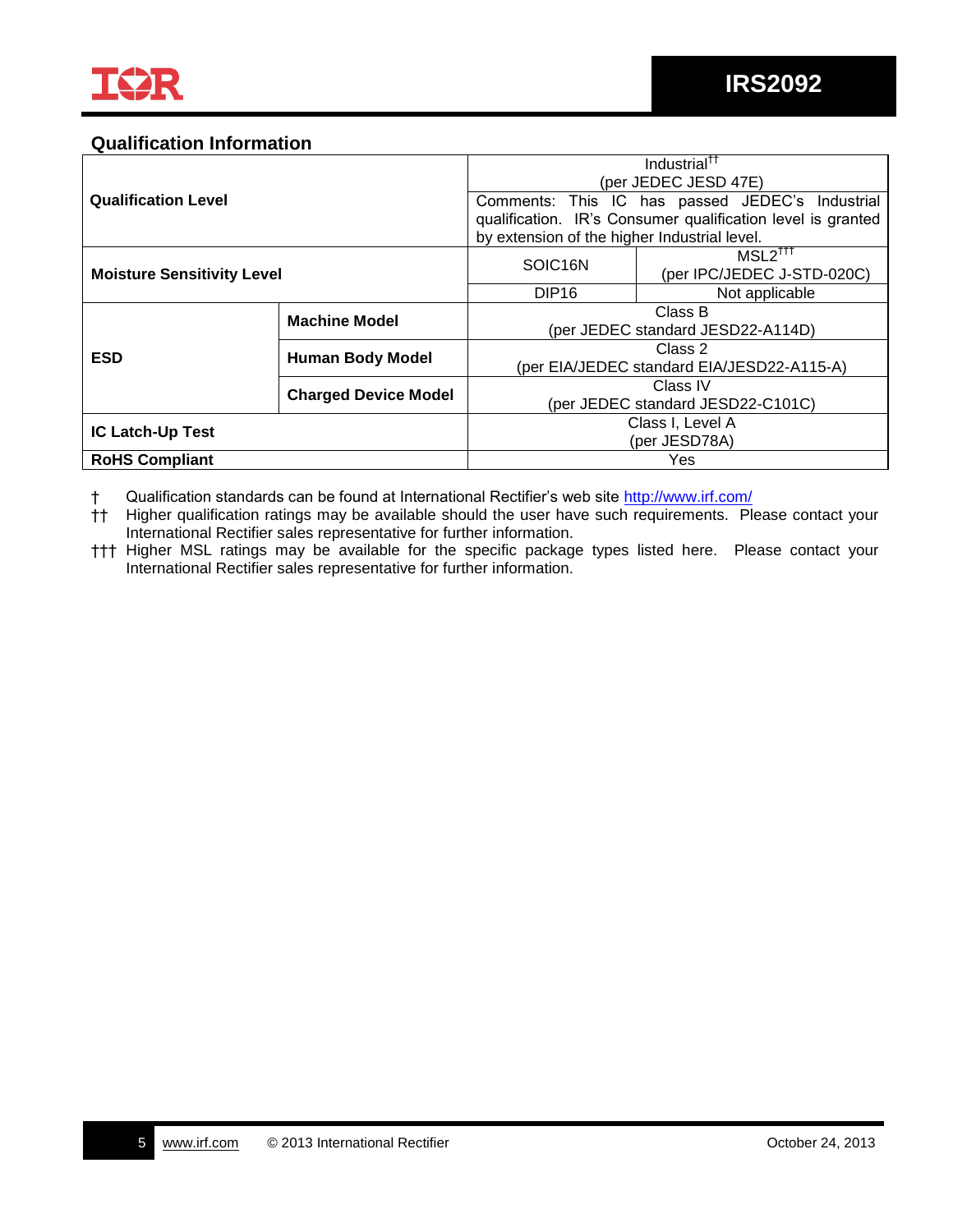## Qualification Information

| | | | |
|---|---|---|---|
| **Qualification Level** | | Industrial[††] (per JEDEC JESD 47E) | |
| | | Comments: This IC has passed JEDEC's Industrial qualification. IR's Consumer qualification level is granted by extension of the higher Industrial level. | |
| **Moisture Sensitivity Level** | | SOIC16N | MSL2[†††] (per IPC/JEDEC J-STD-020C) |
| | | DIP16 | Not applicable |
| **ESD** | **Machine Model** | Class B (per JEDEC standard JESD22-A114D) | |
| | **Human Body Model** | Class 2 (per EIA/JEDEC standard EIA/JESD22-A115-A) | |
| | **Charged Device Model** | Class IV (per JEDEC standard JESD22-C101C) | |
| **IC Latch-Up Test** | | Class I, Level A (per JESD78A) | |
| **RoHS Compliant** | | Yes | |

† Qualification standards can be found at International Rectifier's web site http://www.irf.com/

†† Higher qualification ratings may be available should the user have such requirements. Please contact your International Rectifier sales representative for further information.

††† Higher MSL ratings may be available for the specific package types listed here. Please contact your International Rectifier sales representative for further information.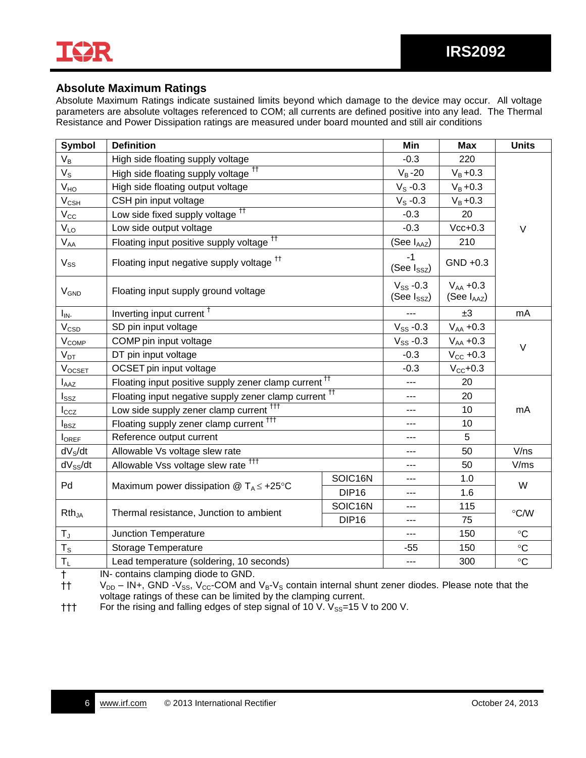## Absolute Maximum Ratings

Absolute Maximum Ratings indicate sustained limits beyond which damage to the device may occur. All voltage parameters are absolute voltages referenced to COM; all currents are defined positive into any lead. The Thermal Resistance and Power Dissipation ratings are measured under board mounted and still air conditions

| Symbol | Definition | | Min | Max | Units |
|---|---|---|---|---|---|
| $V_B$ | High side floating supply voltage | | -0.3 | 220 | V |
| $V_S$ | High side floating supply voltage †† | | $V_B$ -20 | $V_B$ +0.3 | V |
| $V_{HO}$ | High side floating output voltage | | $V_S$ -0.3 | $V_B$ +0.3 | V |
| $V_{CSH}$ | CSH pin input voltage | | $V_S$ -0.3 | $V_B$ +0.3 | V |
| $V_{CC}$ | Low side fixed supply voltage †† | | -0.3 | 20 | V |
| $V_{LO}$ | Low side output voltage | | -0.3 | Vcc+0.3 | V |
| $V_{AA}$ | Floating input positive supply voltage †† | | (See $I_{AAZ}$) | 210 | V |
| $V_{SS}$ | Floating input negative supply voltage †† | | -1 (See $I_{SSZ}$) | GND +0.3 | V |
| $V_{GND}$ | Floating input supply ground voltage | | $V_{SS}$ -0.3 (See $I_{SSZ}$) | $V_{AA}$ +0.3 (See $I_{AAZ}$) | V |
| $I_{IN-}$ | Inverting input current † | | --- | ±3 | mA |
| $V_{CSD}$ | SD pin input voltage | | $V_{SS}$ -0.3 | $V_{AA}$ +0.3 | V |
| $V_{COMP}$ | COMP pin input voltage | | $V_{SS}$ -0.3 | $V_{AA}$ +0.3 | V |
| $V_{DT}$ | DT pin input voltage | | -0.3 | $V_{CC}$ +0.3 | V |
| $V_{OCSET}$ | OCSET pin input voltage | | -0.3 | $V_{CC}$+0.3 | V |
| $I_{AAZ}$ | Floating input positive supply zener clamp current †† | | --- | 20 | mA |
| $I_{SSZ}$ | Floating input negative supply zener clamp current †† | | --- | 20 | mA |
| $I_{CCZ}$ | Low side supply zener clamp current ††† | | --- | 10 | mA |
| $I_{BSZ}$ | Floating supply zener clamp current ††† | | --- | 10 | mA |
| $I_{OREF}$ | Reference output current | | --- | 5 | mA |
| $dV_S/dt$ | Allowable Vs voltage slew rate | | --- | 50 | V/ns |
| $dV_{SS}/dt$ | Allowable Vss voltage slew rate ††† | | --- | 50 | V/ms |
| Pd | Maximum power dissipation @ $T_A \leq +25°C$ | SOIC16N | --- | 1.0 | W |
| | | DIP16 | --- | 1.6 | |
| $Rth_{JA}$ | Thermal resistance, Junction to ambient | SOIC16N | --- | 115 | °C/W |
| | | DIP16 | --- | 75 | |
| $T_J$ | Junction Temperature | | --- | 150 | °C |
| $T_S$ | Storage Temperature | | -55 | 150 | °C |
| $T_L$ | Lead temperature (soldering, 10 seconds) | | --- | 300 | °C |

† IN- contains clamping diode to GND.

†† $V_{DD}$ – IN+, GND -$V_{SS}$, $V_{CC}$-COM and $V_B$-$V_S$ contain internal shunt zener diodes. Please note that the voltage ratings of these can be limited by the clamping current.

††† For the rising and falling edges of step signal of 10 V. $V_{SS}$=15 V to 200 V.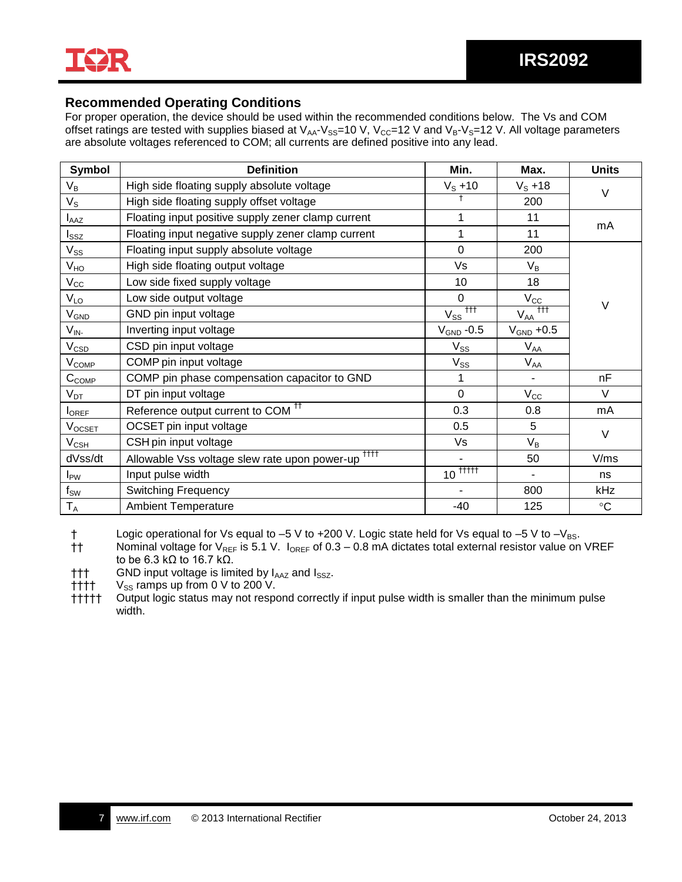## Recommended Operating Conditions

For proper operation, the device should be used within the recommended conditions below. The Vs and COM offset ratings are tested with supplies biased at $V_{AA}$-$V_{SS}$=10 V, $V_{CC}$=12 V and $V_B$-$V_S$=12 V. All voltage parameters are absolute voltages referenced to COM; all currents are defined positive into any lead.

| Symbol | Definition | Min. | Max. | Units |
|---|---|---|---|---|
| $V_B$ | High side floating supply absolute voltage | $V_S$ +10 | $V_S$ +18 | V |
| $V_S$ | High side floating supply offset voltage | † | 200 | |
| $I_{AAZ}$ | Floating input positive supply zener clamp current | 1 | 11 | mA |
| $I_{SSZ}$ | Floating input negative supply zener clamp current | 1 | 11 | |
| $V_{SS}$ | Floating input supply absolute voltage | 0 | 200 | V |
| $V_{HO}$ | High side floating output voltage | Vs | $V_B$ | |
| $V_{CC}$ | Low side fixed supply voltage | 10 | 18 | |
| $V_{LO}$ | Low side output voltage | 0 | $V_{CC}$ | |
| $V_{GND}$ | GND pin input voltage | $V_{SS}$ ††† | $V_{AA}$ ††† | |
| $V_{IN-}$ | Inverting input voltage | $V_{GND}$ -0.5 | $V_{GND}$ +0.5 | |
| $V_{CSD}$ | CSD pin input voltage | $V_{SS}$ | $V_{AA}$ | |
| $V_{COMP}$ | COMP pin input voltage | $V_{SS}$ | $V_{AA}$ | |
| $C_{COMP}$ | COMP pin phase compensation capacitor to GND | 1 | - | nF |
| $V_{DT}$ | DT pin input voltage | 0 | $V_{CC}$ | V |
| $I_{OREF}$ | Reference output current to COM †† | 0.3 | 0.8 | mA |
| $V_{OCSET}$ | OCSET pin input voltage | 0.5 | 5 | V |
| $V_{CSH}$ | CSH pin input voltage | Vs | $V_B$ | |
| dVss/dt | Allowable Vss voltage slew rate upon power-up †††† | - | 50 | V/ms |
| $I_{PW}$ | Input pulse width | 10 ††††† | - | ns |
| $f_{SW}$ | Switching Frequency | - | 800 | kHz |
| $T_A$ | Ambient Temperature | -40 | 125 | °C |

† Logic operational for Vs equal to –5 V to +200 V. Logic state held for Vs equal to –5 V to –$V_{BS}$.

†† Nominal voltage for $V_{REF}$ is 5.1 V. $I_{OREF}$ of 0.3 – 0.8 mA dictates total external resistor value on VREF to be 6.3 kΩ to 16.7 kΩ.

††† GND input voltage is limited by $I_{AAZ}$ and $I_{SSZ}$.

†††† $V_{SS}$ ramps up from 0 V to 200 V.

††††† Output logic status may not respond correctly if input pulse width is smaller than the minimum pulse width.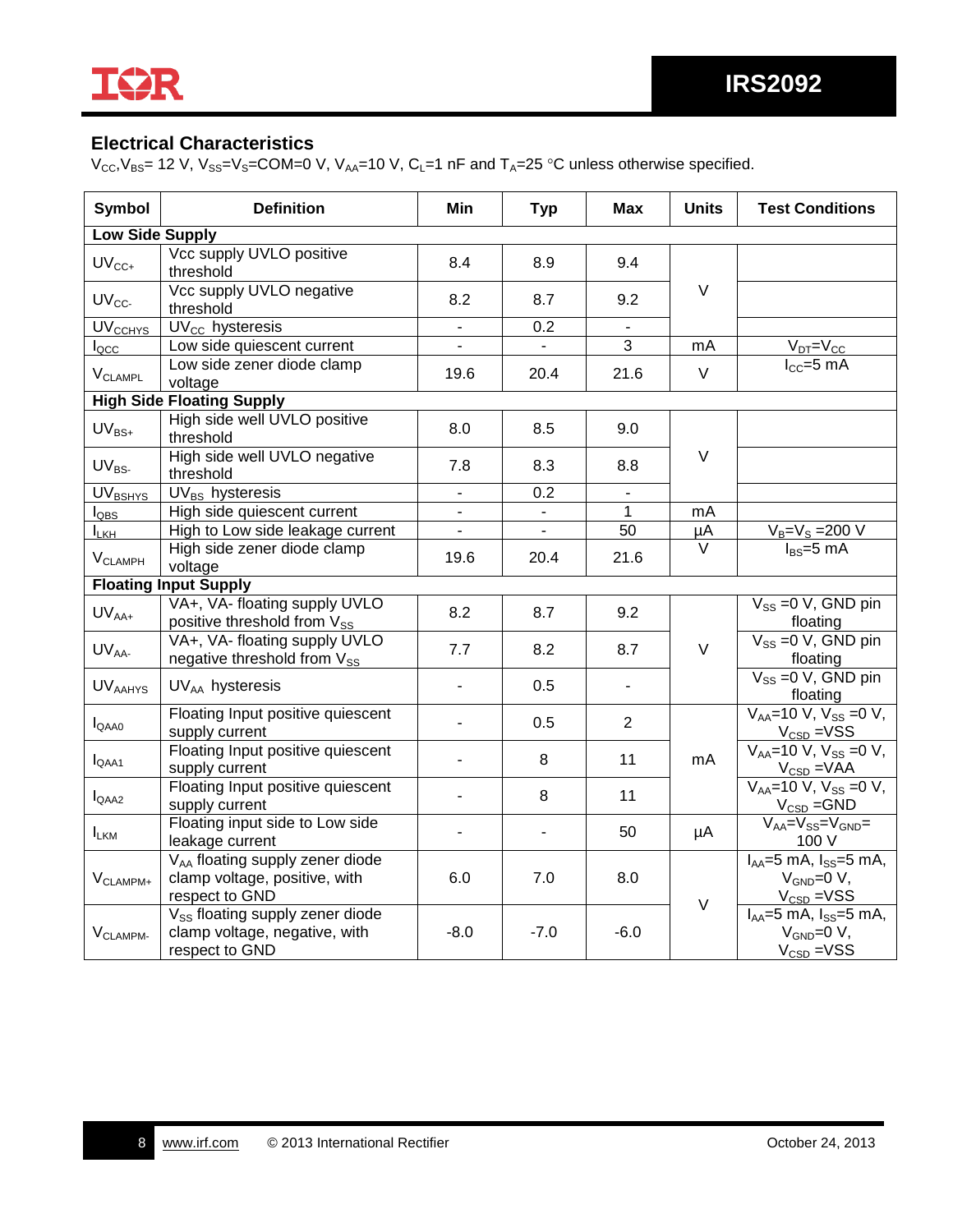## Electrical Characteristics

$V_{CC}$,$V_{BS}$= 12 V, $V_{SS}$=$V_S$=COM=0 V, $V_{AA}$=10 V, $C_L$=1 nF and $T_A$=25 °C unless otherwise specified.

| Symbol | Definition | Min | Typ | Max | Units | Test Conditions |
|---|---|---|---|---|---|---|
| **Low Side Supply** | | | | | | |
| $UV_{CC+}$ | Vcc supply UVLO positive threshold | 8.4 | 8.9 | 9.4 | V | |
| $UV_{CC-}$ | Vcc supply UVLO negative threshold | 8.2 | 8.7 | 9.2 | V | |
| $UV_{CCHYS}$ | $UV_{CC}$ hysteresis | - | 0.2 | - | V | |
| $I_{QCC}$ | Low side quiescent current | - | - | 3 | mA | $V_{DT}$=$V_{CC}$ |
| $V_{CLAMPL}$ | Low side zener diode clamp voltage | 19.6 | 20.4 | 21.6 | V | $I_{CC}$=5 mA |
| **High Side Floating Supply** | | | | | | |
| $UV_{BS+}$ | High side well UVLO positive threshold | 8.0 | 8.5 | 9.0 | V | |
| $UV_{BS-}$ | High side well UVLO negative threshold | 7.8 | 8.3 | 8.8 | V | |
| $UV_{BSHYS}$ | $UV_{BS}$ hysteresis | - | 0.2 | - | V | |
| $I_{QBS}$ | High side quiescent current | - | - | 1 | mA | |
| $I_{LKH}$ | High to Low side leakage current | - | - | 50 | µA | $V_B$=$V_S$ =200 V |
| $V_{CLAMPH}$ | High side zener diode clamp voltage | 19.6 | 20.4 | 21.6 | V | $I_{BS}$=5 mA |
| **Floating Input Supply** | | | | | | |
| $UV_{AA+}$ | VA+, VA- floating supply UVLO positive threshold from $V_{SS}$ | 8.2 | 8.7 | 9.2 | V | $V_{SS}$ =0 V, GND pin floating |
| $UV_{AA-}$ | VA+, VA- floating supply UVLO negative threshold from $V_{SS}$ | 7.7 | 8.2 | 8.7 | V | $V_{SS}$ =0 V, GND pin floating |
| $UV_{AAHYS}$ | $UV_{AA}$ hysteresis | - | 0.5 | - | V | $V_{SS}$ =0 V, GND pin floating |
| $I_{QAA0}$ | Floating Input positive quiescent supply current | - | 0.5 | 2 | mA | $V_{AA}$=10 V, $V_{SS}$ =0 V, $V_{CSD}$ =VSS |
| $I_{QAA1}$ | Floating Input positive quiescent supply current | - | 8 | 11 | mA | $V_{AA}$=10 V, $V_{SS}$ =0 V, $V_{CSD}$ =VAA |
| $I_{QAA2}$ | Floating Input positive quiescent supply current | - | 8 | 11 | mA | $V_{AA}$=10 V, $V_{SS}$ =0 V, $V_{CSD}$ =GND |
| $I_{LKM}$ | Floating input side to Low side leakage current | - | - | 50 | µA | $V_{AA}$=$V_{SS}$=$V_{GND}$= 100 V |
| $V_{CLAMPM+}$ | $V_{AA}$ floating supply zener diode clamp voltage, positive, with respect to GND | 6.0 | 7.0 | 8.0 | V | $I_{AA}$=5 mA, $I_{SS}$=5 mA, $V_{GND}$=0 V, $V_{CSD}$ =VSS |
| $V_{CLAMPM-}$ | $V_{SS}$ floating supply zener diode clamp voltage, negative, with respect to GND | -8.0 | -7.0 | -6.0 | V | $I_{AA}$=5 mA, $I_{SS}$=5 mA, $V_{GND}$=0 V, $V_{CSD}$ =VSS |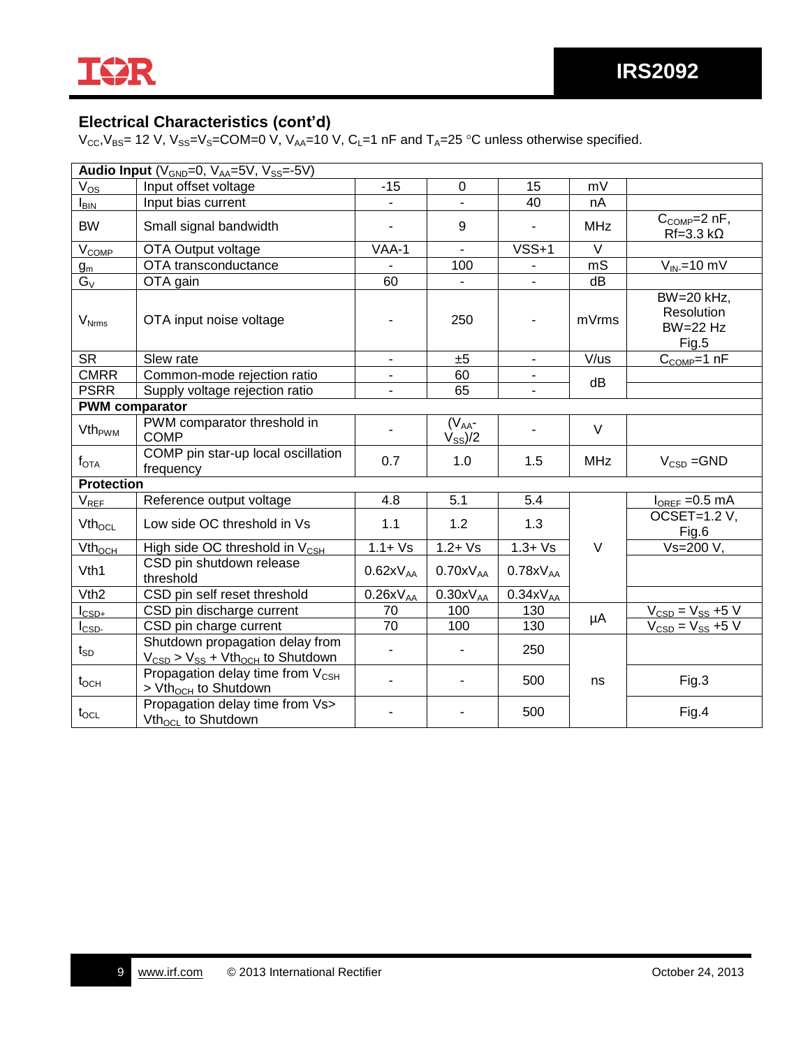## Electrical Characteristics (cont'd)

$V_{CC}$,$V_{BS}$= 12 V, $V_{SS}$=$V_S$=COM=0 V, $V_{AA}$=10 V, $C_L$=1 nF and $T_A$=25 °C unless otherwise specified.

| Symbol | Definition | Min. | Typ. | Max. | Units | Test Conditions |
|---|---|---|---|---|---|---|
| **Audio Input** ($V_{GND}$=0, $V_{AA}$=5V, $V_{SS}$=-5V) | | | | | | |
| $V_{OS}$ | Input offset voltage | -15 | 0 | 15 | mV | |
| $I_{BIN}$ | Input bias current | - | - | 40 | nA | |
| BW | Small signal bandwidth | - | 9 | - | MHz | $C_{COMP}$=2 nF, Rf=3.3 kΩ |
| $V_{COMP}$ | OTA Output voltage | VAA-1 | - | VSS+1 | V | |
| $g_m$ | OTA transconductance | - | 100 | - | mS | $V_{IN-}$=10 mV |
| $G_V$ | OTA gain | 60 | - | - | dB | |
| $V_{Nrms}$ | OTA input noise voltage | - | 250 | - | mVrms | BW=20 kHz, Resolution BW=22 Hz Fig.5 |
| SR | Slew rate | - | ±5 | - | V/us | $C_{COMP}$=1 nF |
| CMRR | Common-mode rejection ratio | - | 60 | - | dB | |
| PSRR | Supply voltage rejection ratio | - | 65 | - | dB | |
| **PWM comparator** | | | | | | |
| $Vth_{PWM}$ | PWM comparator threshold in COMP | - | $(V_{AA}-V_{SS})/2$ | - | V | |
| $f_{OTA}$ | COMP pin star-up local oscillation frequency | 0.7 | 1.0 | 1.5 | MHz | $V_{CSD}$ =GND |
| **Protection** | | | | | | |
| $V_{REF}$ | Reference output voltage | 4.8 | 5.1 | 5.4 | V | $I_{OREF}$ =0.5 mA |
| $Vth_{OCL}$ | Low side OC threshold in Vs | 1.1 | 1.2 | 1.3 | V | OCSET=1.2 V, Fig.6 |
| $Vth_{OCH}$ | High side OC threshold in $V_{CSH}$ | 1.1+ Vs | 1.2+ Vs | 1.3+ Vs | V | Vs=200 V, |
| Vth1 | CSD pin shutdown release threshold | $0.62xV_{AA}$ | $0.70xV_{AA}$ | $0.78xV_{AA}$ | V | |
| Vth2 | CSD pin self reset threshold | $0.26xV_{AA}$ | $0.30xV_{AA}$ | $0.34xV_{AA}$ | V | |
| $I_{CSD+}$ | CSD pin discharge current | 70 | 100 | 130 | µA | $V_{CSD}$ = $V_{SS}$ +5 V |
| $I_{CSD-}$ | CSD pin charge current | 70 | 100 | 130 | µA | $V_{CSD}$ = $V_{SS}$ +5 V |
| $t_{SD}$ | Shutdown propagation delay from $V_{CSD}$ > $V_{SS}$ + $Vth_{OCH}$ to Shutdown | - | - | 250 | ns | |
| $t_{OCH}$ | Propagation delay time from $V_{CSH}$ > $Vth_{OCH}$ to Shutdown | - | - | 500 | ns | Fig.3 |
| $t_{OCL}$ | Propagation delay time from Vs> $Vth_{OCL}$ to Shutdown | - | - | 500 | ns | Fig.4 |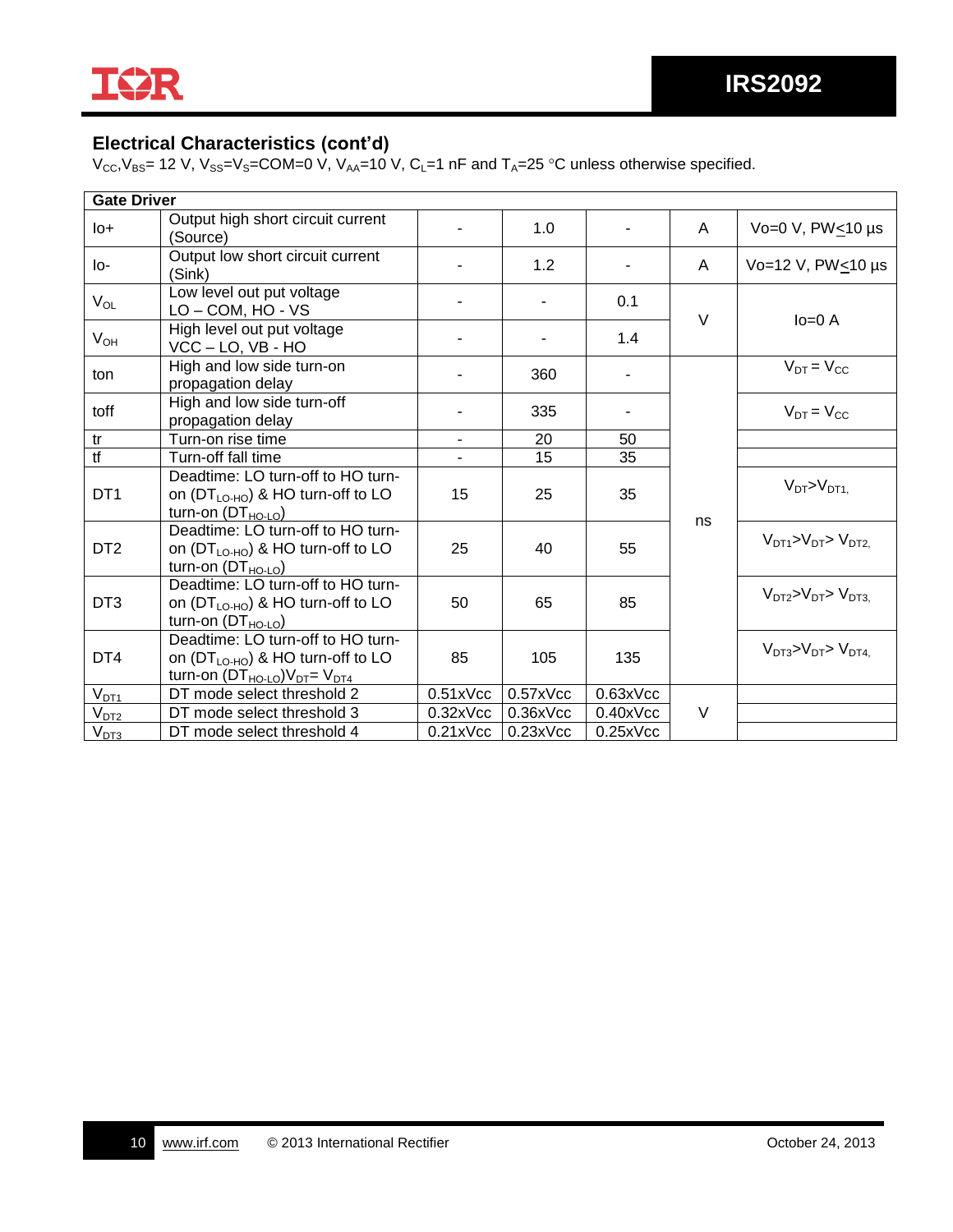## Electrical Characteristics (cont'd)

$V_{CC}$,$V_{BS}$= 12 V, $V_{SS}$=$V_S$=COM=0 V, $V_{AA}$=10 V, $C_L$=1 nF and $T_A$=25 °C unless otherwise specified.

| Gate Driver | | | | | | |
|---|---|---|---|---|---|---|
| Io+ | Output high short circuit current (Source) | - | 1.0 | - | A | Vo=0 V, PW≤10 µs |
| Io- | Output low short circuit current (Sink) | - | 1.2 | - | A | Vo=12 V, PW≤10 µs |
| $V_{OL}$ | Low level out put voltage LO – COM, HO - VS | - | - | 0.1 | V | Io=0 A |
| $V_{OH}$ | High level out put voltage VCC – LO, VB - HO | - | - | 1.4 | V | Io=0 A |
| ton | High and low side turn-on propagation delay | - | 360 | - | ns | $V_{DT}$ = $V_{CC}$ |
| toff | High and low side turn-off propagation delay | - | 335 | - | ns | $V_{DT}$ = $V_{CC}$ |
| tr | Turn-on rise time | - | 20 | 50 | ns | |
| tf | Turn-off fall time | - | 15 | 35 | ns | |
| DT1 | Deadtime: LO turn-off to HO turn-on ($DT_{LO-HO}$) & HO turn-off to LO turn-on ($DT_{HO-LO}$) | 15 | 25 | 35 | ns | $V_{DT}$>$V_{DT1,}$ |
| DT2 | Deadtime: LO turn-off to HO turn-on ($DT_{LO-HO}$) & HO turn-off to LO turn-on ($DT_{HO-LO}$) | 25 | 40 | 55 | ns | $V_{DT1}$>$V_{DT}$> $V_{DT2,}$ |
| DT3 | Deadtime: LO turn-off to HO turn-on ($DT_{LO-HO}$) & HO turn-off to LO turn-on ($DT_{HO-LO}$) | 50 | 65 | 85 | ns | $V_{DT2}$>$V_{DT}$> $V_{DT3,}$ |
| DT4 | Deadtime: LO turn-off to HO turn-on ($DT_{LO-HO}$) & HO turn-off to LO turn-on ($DT_{HO-LO}$)$V_{DT}$= $V_{DT4}$ | 85 | 105 | 135 | ns | $V_{DT3}$>$V_{DT}$> $V_{DT4,}$ |
| $V_{DT1}$ | DT mode select threshold 2 | 0.51xVcc | 0.57xVcc | 0.63xVcc | V | |
| $V_{DT2}$ | DT mode select threshold 3 | 0.32xVcc | 0.36xVcc | 0.40xVcc | V | |
| $V_{DT3}$ | DT mode select threshold 4 | 0.21xVcc | 0.23xVcc | 0.25xVcc | V | |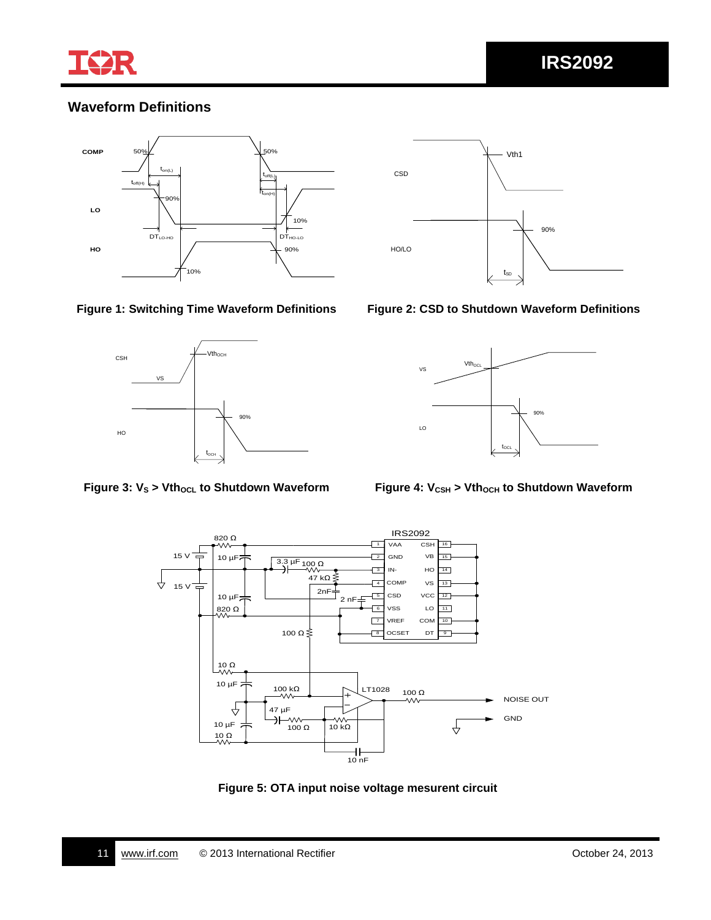## Waveform Definitions

Figure 1: Switching Time Waveform Definitions

Figure 2: CSD to Shutdown Waveform Definitions

Figure 3: $V_S$ > $Vth_{OCL}$ to Shutdown Waveform

Figure 4: $V_{CSH}$ > $Vth_{OCH}$ to Shutdown Waveform

Figure 5: OTA input noise voltage mesurent circuit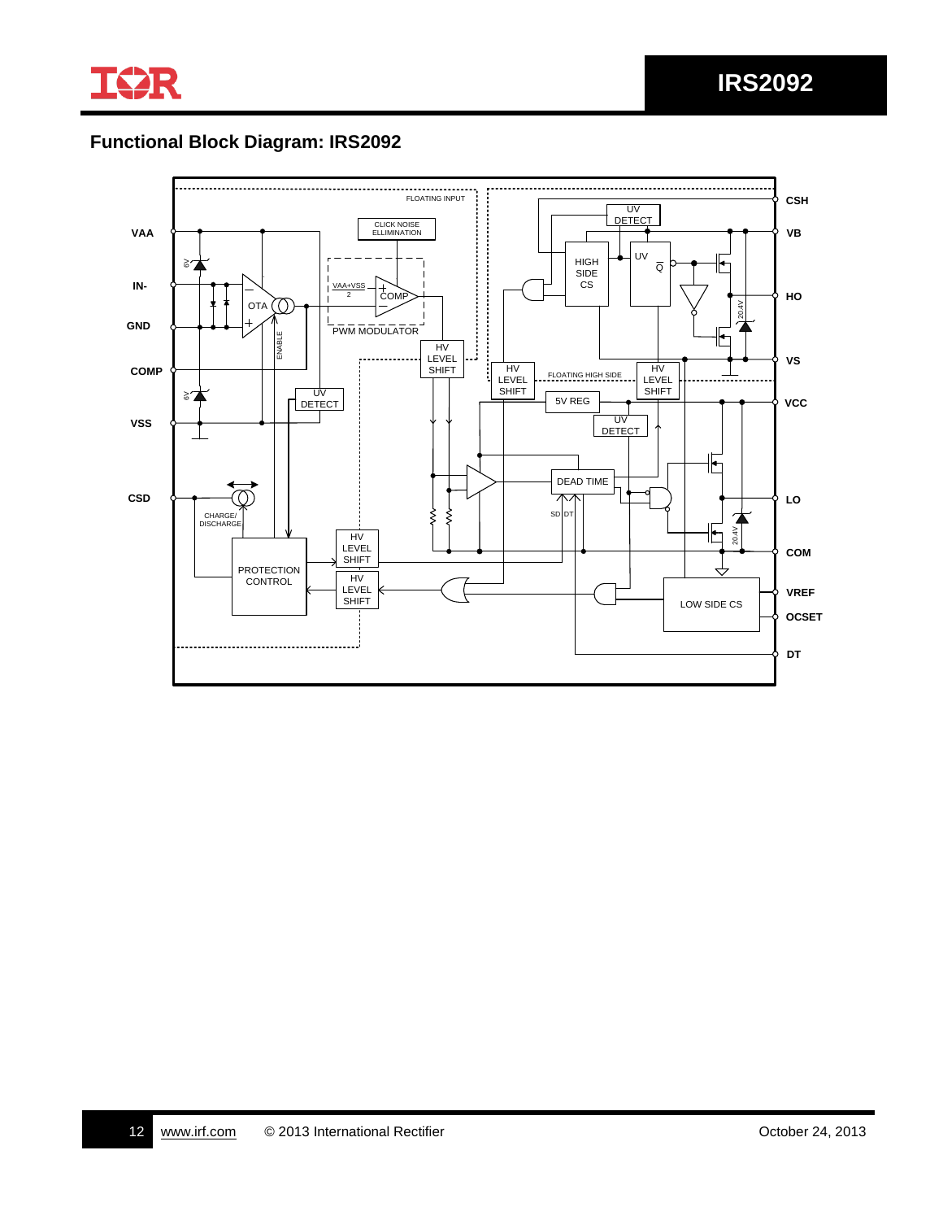## Functional Block Diagram: IRS2092

FLOATING INPUT

CLICK NOISE ELLIMINATION

UV DETECT

CSH

VAA

VB

HIGH SIDE CS

UV

Q

6V

IN-

VAA+VSS / 2

COMP

HO

OTA

20.4V

GND

PWM MODULATOR

ENABLE

HV LEVEL SHIFT

VS

COMP

HV LEVEL SHIFT

FLOATING HIGH SIDE

HV LEVEL SHIFT

6V

UV DETECT

5V REG

VCC

VSS

UV DETECT

DEAD TIME

CSD

LO

CHARGE/ DISCHARGE

SD DT

20.4V

HV LEVEL SHIFT

COM

PROTECTION CONTROL

HV LEVEL SHIFT

VREF

LOW SIDE CS

OCSET

DT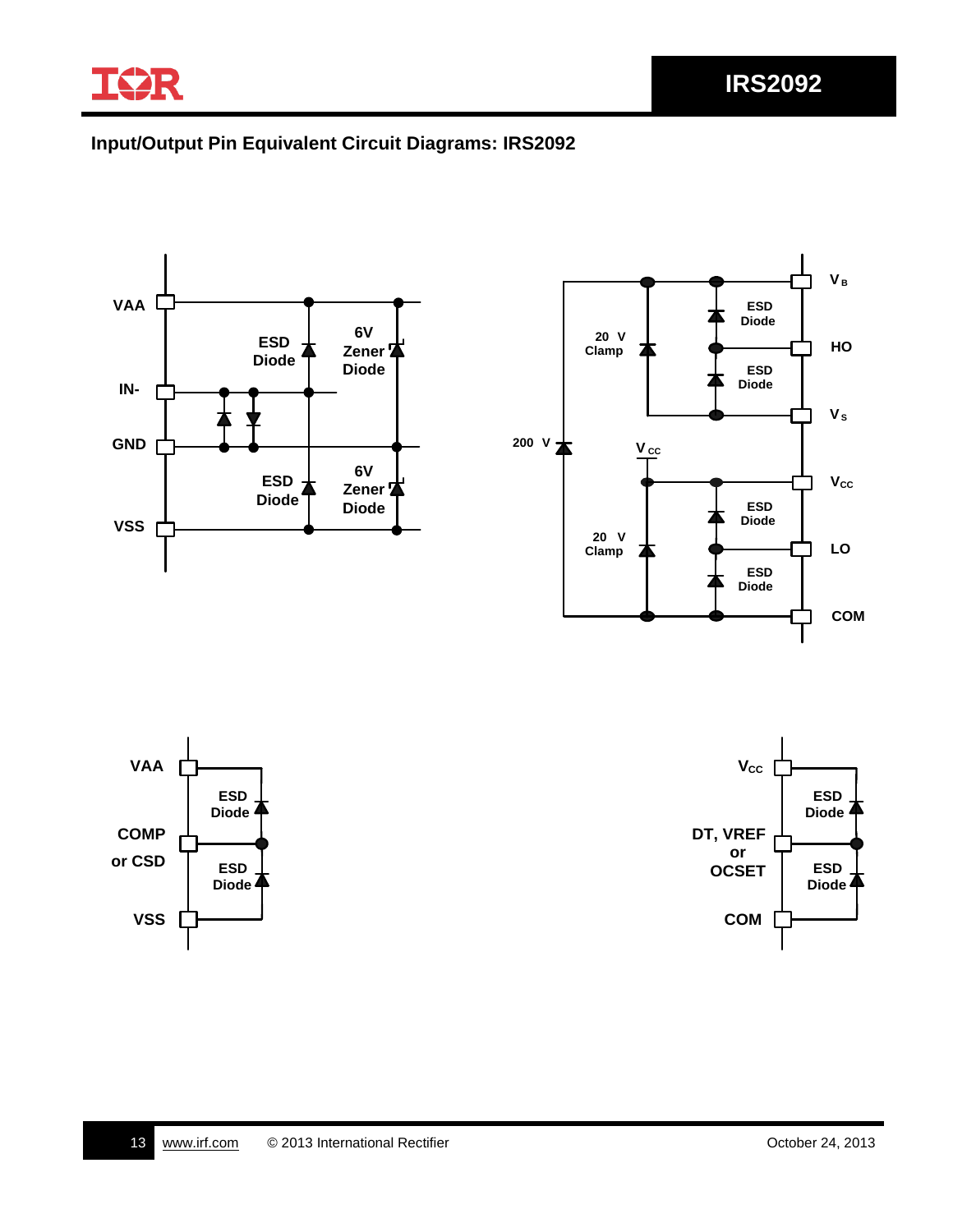## Input/Output Pin Equivalent Circuit Diagrams: IRS2092

VAA

IN-

GND

VSS

ESD Diode

6V Zener Diode

ESD Diode

6V Zener Diode

$V_B$

HO

$V_S$

$V_{CC}$

LO

COM

ESD Diode

ESD Diode

20 V Clamp

200 V

$V_{CC}$

ESD Diode

ESD Diode

20 V Clamp

VAA

COMP or CSD

VSS

ESD Diode

ESD Diode

$V_{CC}$

DT, VREF or OCSET

COM

ESD Diode

ESD Diode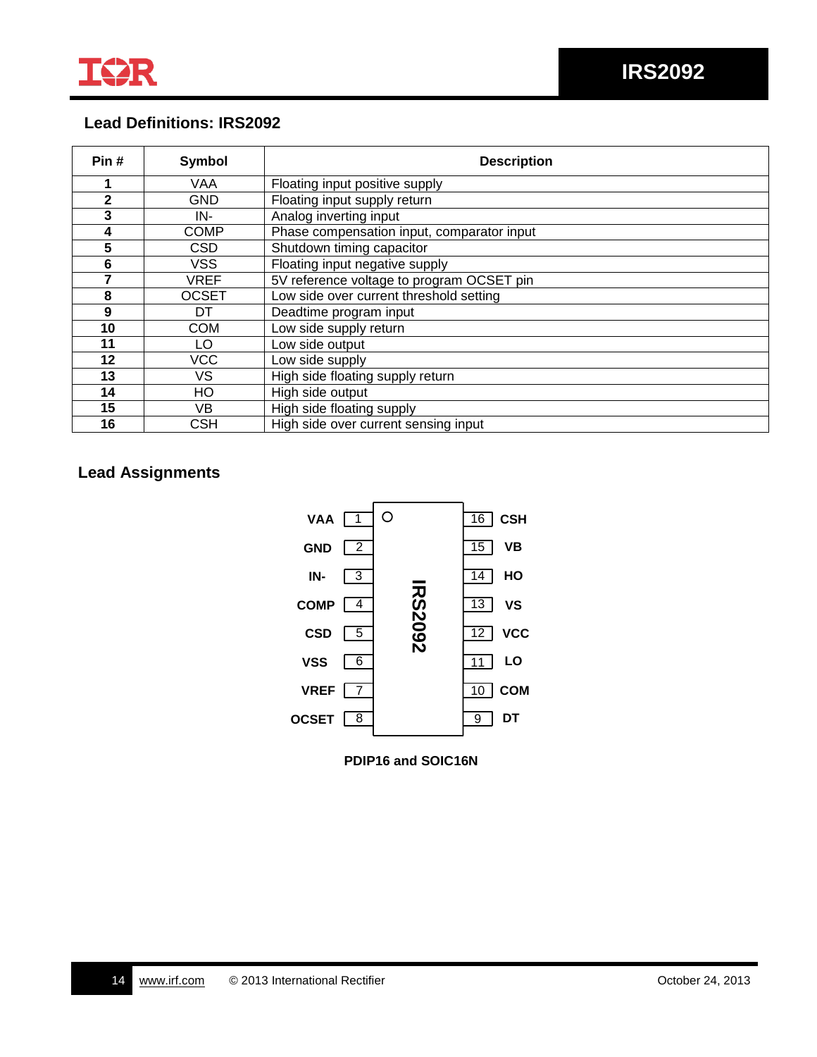## Lead Definitions: IRS2092

| Pin # | Symbol | Description |
|---|---|---|
| **1** | VAA | Floating input positive supply |
| **2** | GND | Floating input supply return |
| **3** | IN- | Analog inverting input |
| **4** | COMP | Phase compensation input, comparator input |
| **5** | CSD | Shutdown timing capacitor |
| **6** | VSS | Floating input negative supply |
| **7** | VREF | 5V reference voltage to program OCSET pin |
| **8** | OCSET | Low side over current threshold setting |
| **9** | DT | Deadtime program input |
| **10** | COM | Low side supply return |
| **11** | LO | Low side output |
| **12** | VCC | Low side supply |
| **13** | VS | High side floating supply return |
| **14** | HO | High side output |
| **15** | VB | High side floating supply |
| **16** | CSH | High side over current sensing input |

## Lead Assignments

| Pin | Symbol | Pin | Symbol |
|---|---|---|---|
| 1 | VAA | 16 | CSH |
| 2 | GND | 15 | VB |
| 3 | IN- | 14 | HO |
| 4 | COMP | 13 | VS |
| 5 | CSD | 12 | VCC |
| 6 | VSS | 11 | LO |
| 7 | VREF | 10 | COM |
| 8 | OCSET | 9 | DT |

IRS2092

**PDIP16 and SOIC16N**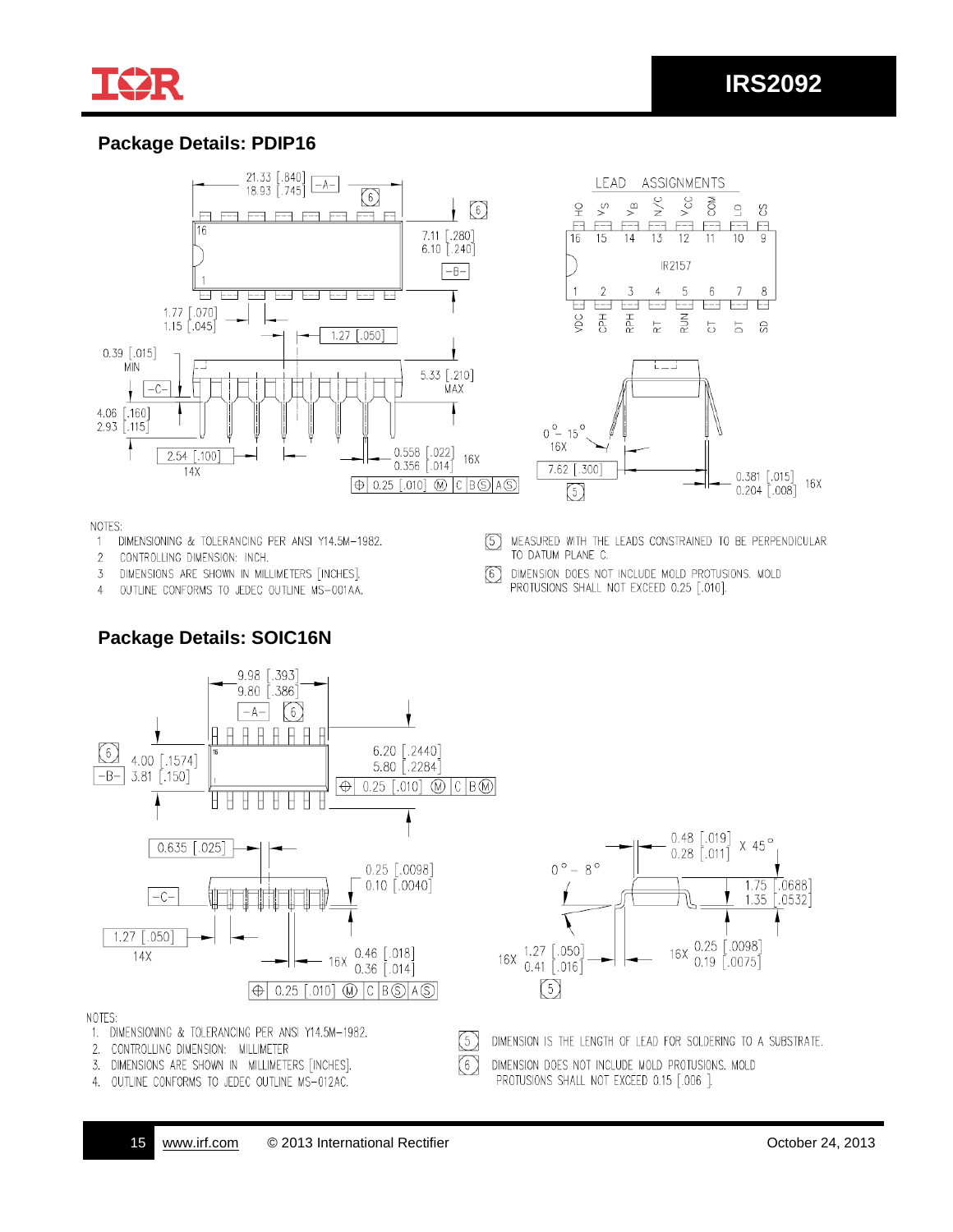## Package Details: PDIP16

LEAD ASSIGNMENTS

NOTES:

1. DIMENSIONING & TOLERANCING PER ANSI Y14.5M-1982.
2. CONTROLLING DIMENSION: INCH.
3. DIMENSIONS ARE SHOWN IN MILLIMETERS [INCHES].
4. OUTLINE CONFORMS TO JEDEC OUTLINE MS-001AA.

[5] MEASURED WITH THE LEADS CONSTRAINED TO BE PERPENDICULAR TO DATUM PLANE C.

[6] DIMENSION DOES NOT INCLUDE MOLD PROTUSIONS. MOLD PROTUSIONS SHALL NOT EXCEED 0.25 [.010].

## Package Details: SOIC16N

NOTES:

1. DIMENSIONING & TOLERANCING PER ANSI Y14.5M-1982.
2. CONTROLLING DIMENSION: MILLIMETER
3. DIMENSIONS ARE SHOWN IN MILLIMETERS [INCHES].
4. OUTLINE CONFORMS TO JEDEC OUTLINE MS-012AC.

[5] DIMENSION IS THE LENGTH OF LEAD FOR SOLDERING TO A SUBSTRATE.

[6] DIMENSION DOES NOT INCLUDE MOLD PROTUSIONS. MOLD PROTUSIONS SHALL NOT EXCEED 0.15 [.006 ].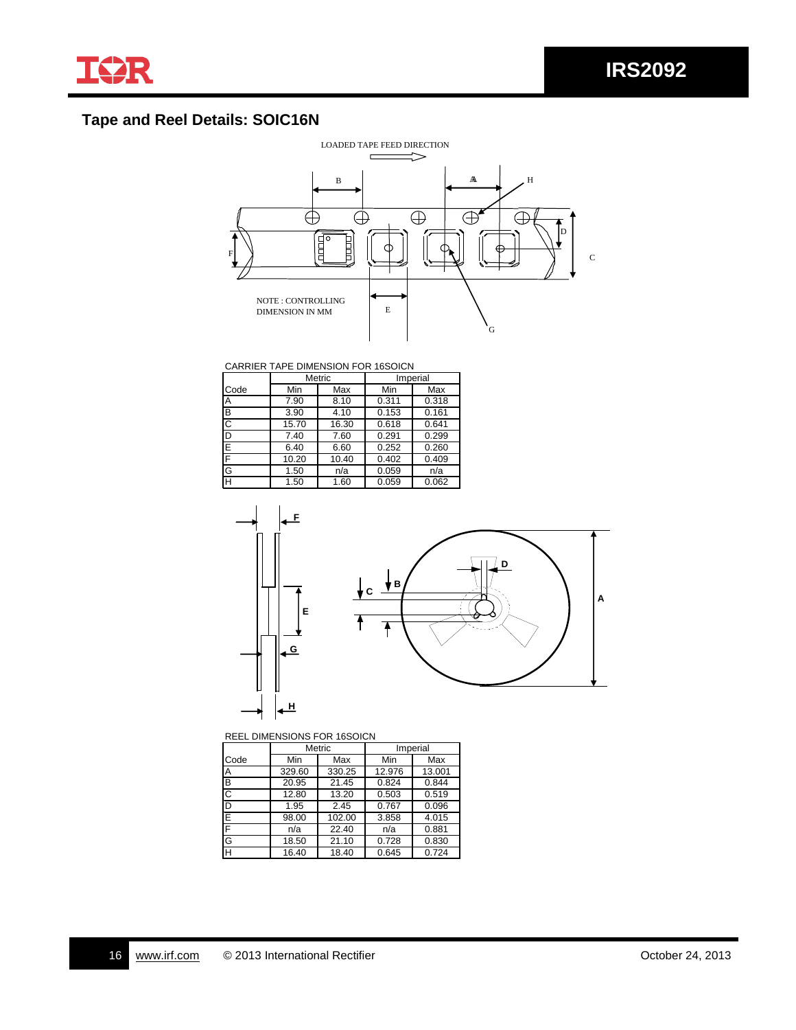## Tape and Reel Details: SOIC16N

LOADED TAPE FEED DIRECTION

NOTE : CONTROLLING DIMENSION IN MM

CARRIER TAPE DIMENSION FOR 16SOICN

| | Metric | | Imperial | |
|---|---|---|---|---|
| Code | Min | Max | Min | Max |
| A | 7.90 | 8.10 | 0.311 | 0.318 |
| B | 3.90 | 4.10 | 0.153 | 0.161 |
| C | 15.70 | 16.30 | 0.618 | 0.641 |
| D | 7.40 | 7.60 | 0.291 | 0.299 |
| E | 6.40 | 6.60 | 0.252 | 0.260 |
| F | 10.20 | 10.40 | 0.402 | 0.409 |
| G | 1.50 | n/a | 0.059 | n/a |
| H | 1.50 | 1.60 | 0.059 | 0.062 |

REEL DIMENSIONS FOR 16SOICN

| | Metric | | Imperial | |
|---|---|---|---|---|
| Code | Min | Max | Min | Max |
| A | 329.60 | 330.25 | 12.976 | 13.001 |
| B | 20.95 | 21.45 | 0.824 | 0.844 |
| C | 12.80 | 13.20 | 0.503 | 0.519 |
| D | 1.95 | 2.45 | 0.767 | 0.096 |
| E | 98.00 | 102.00 | 3.858 | 4.015 |
| F | n/a | 22.40 | n/a | 0.881 |
| G | 18.50 | 21.10 | 0.728 | 0.830 |
| H | 16.40 | 18.40 | 0.645 | 0.724 |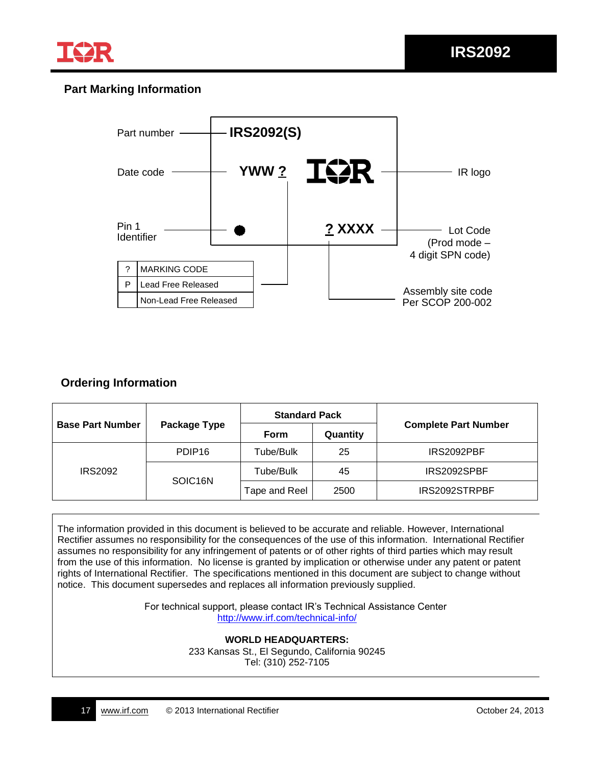## Part Marking Information

Part number — IRS2092(S)

Date code — YWW ?

IR logo

Pin 1 Identifier

? XXXX — Lot Code (Prod mode – 4 digit SPN code)

Assembly site code Per SCOP 200-002

| ? | MARKING CODE |
|---|---|
| P | Lead Free Released |
| | Non-Lead Free Released |

## Ordering Information

| Base Part Number | Package Type | Standard Pack | | Complete Part Number |
|---|---|---|---|---|
| | | Form | Quantity | |
| IRS2092 | PDIP16 | Tube/Bulk | 25 | IRS2092PBF |
| | SOIC16N | Tube/Bulk | 45 | IRS2092SPBF |
| | | Tape and Reel | 2500 | IRS2092STRPBF |

The information provided in this document is believed to be accurate and reliable. However, International Rectifier assumes no responsibility for the consequences of the use of this information. International Rectifier assumes no responsibility for any infringement of patents or of other rights of third parties which may result from the use of this information. No license is granted by implication or otherwise under any patent or patent rights of International Rectifier. The specifications mentioned in this document are subject to change without notice. This document supersedes and replaces all information previously supplied.

For technical support, please contact IR's Technical Assistance Center
http://www.irf.com/technical-info/

**WORLD HEADQUARTERS:**
233 Kansas St., El Segundo, California 90245
Tel: (310) 252-7105